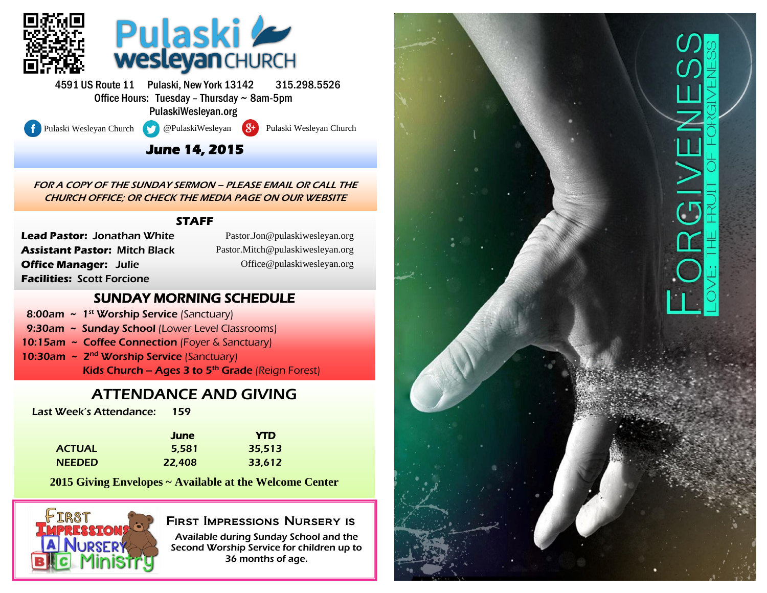# Pulaski Wesleyan Church

4591 US Route 11 Pulaski, New York 13142 315.298.5526

Office Hours: Tuesday – Thursday ~ 8am-5pm

PulaskiWesleyan.org

Pulaski Wesleyan Church @PulaskiWesleyan Pulaski Wesleyan Church

## June 14, 2015

*FOR A COPY OF THE SUNDAY SERMON – PLEASE EMAIL OR CALL THE CHURCH OFFICE; OR CHECK THE MEDIA PAGE ON OUR WEBSITE*

## STAFF

**Lead Pastor:** Jonathan White — Pastor.Jon@pulaskiwesleyan.org

**Assistant Pastor:** Mitch Black — Pastor.Mitch@pulaskiwesleyan.org

**Office Manager:** Julie — Office@pulaskiwesleyan.org

**Facilities:** Scott Forcione

## SUNDAY MORNING SCHEDULE

- 8:00am ~ **1st Worship Service** (Sanctuary)
- 9:30am ~ **Sunday School** (Lower Level Classrooms)
- 10:15am ~ **Coffee Connection** (Foyer & Sanctuary)
- 10:30am ~ **2nd Worship Service** (Sanctuary)
  **Kids Church – Ages 3 to 5th Grade** (Reign Forest)

## ATTENDANCE AND GIVING

Last Week's Attendance: 159

| | June | YTD |
|---|---|---|
| ACTUAL | 5,581 | 35,513 |
| NEEDED | 22,408 | 33,612 |

**2015 Giving Envelopes ~ Available at the Welcome Center**

## First Impressions Nursery Ministry

**First Impressions Nursery is**

Available during Sunday School and the Second Worship Service for children up to 36 months of age.

# FORGIVENESS

LOVE: THE FRUIT OF FORGIVENESS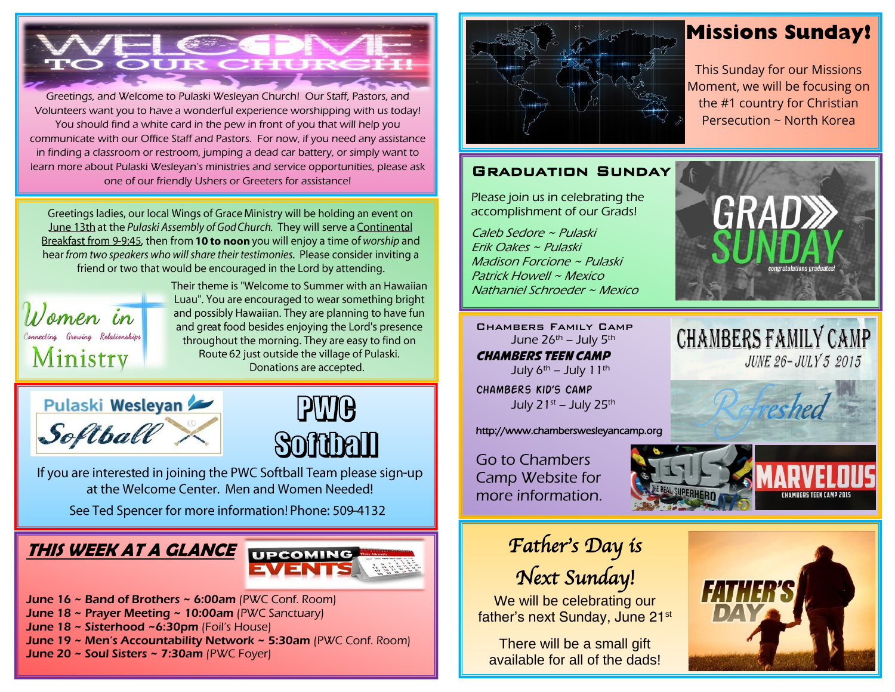# WELCOME TO OUR CHURCH!

Greetings, and Welcome to Pulaski Wesleyan Church! Our Staff, Pastors, and Volunteers want you to have a wonderful experience worshipping with us today! You should find a white card in the pew in front of you that will help you communicate with our Office Staff and Pastors. For now, if you need any assistance in finding a classroom or restroom, jumping a dead car battery, or simply want to learn more about Pulaski Wesleyan's ministries and service opportunities, please ask one of our friendly Ushers or Greeters for assistance!

Greetings ladies, our local Wings of Grace Ministry will be holding an event on June 13th at the *Pulaski Assembly of God Church*. They will serve a Continental Breakfast from 9-9:45, then from **10 to noon** you will enjoy a time of *worship* and hear *from two speakers who will share their testimonies*. Please consider inviting a friend or two that would be encouraged in the Lord by attending.

Women in Ministry
Connecting Growing Relationships

Their theme is "Welcome to Summer with an Hawaiian Luau". You are encouraged to wear something bright and possibly Hawaiian. They are planning to have fun and great food besides enjoying the Lord's presence throughout the morning. They are easy to find on Route 62 just outside the village of Pulaski. Donations are accepted.

## PWC Softball

Pulaski Wesleyan Softball

If you are interested in joining the PWC Softball Team please sign-up at the Welcome Center. Men and Women Needed!

See Ted Spencer for more information! Phone: 509-4132

## THIS WEEK AT A GLANCE

UPCOMING EVENTS

**June 16 ~ Band of Brothers ~ 6:00am** (PWC Conf. Room)
**June 18 ~ Prayer Meeting ~ 10:00am** (PWC Sanctuary)
**June 18 ~ Sisterhood ~6:30pm** (Foil's House)
**June 19 ~ Men's Accountability Network ~ 5:30am** (PWC Conf. Room)
**June 20 ~ Soul Sisters ~ 7:30am** (PWC Foyer)

## Missions Sunday!

This Sunday for our Missions Moment, we will be focusing on the #1 country for Christian Persecution ~ North Korea

## Graduation Sunday

Please join us in celebrating the accomplishment of our Grads!

*Caleb Sedore ~ Pulaski*
*Erik Oakes ~ Pulaski*
*Madison Forcione ~ Pulaski*
*Patrick Howell ~ Mexico*
*Nathaniel Schroeder ~ Mexico*

GRAD SUNDAY
congratulations graduates!

## Chambers Family Camp

June 26th – July 5th

**CHAMBERS TEEN CAMP**
July 6th – July 11th

CHAMBERS KID'S CAMP
July 21st – July 25th

http://www.chamberswesleyancamp.org

CHAMBERS FAMILY CAMP
JUNE 26- JULY 5 2015
Refreshed

Go to Chambers Camp Website for more information.

JESUS THE REAL SUPERHERO

MARVELOUS
CHAMBERS TEEN CAMP 2015

## *Father's Day is Next Sunday!*

We will be celebrating our father's next Sunday, June 21st

There will be a small gift available for all of the dads!

FATHER'S DAY